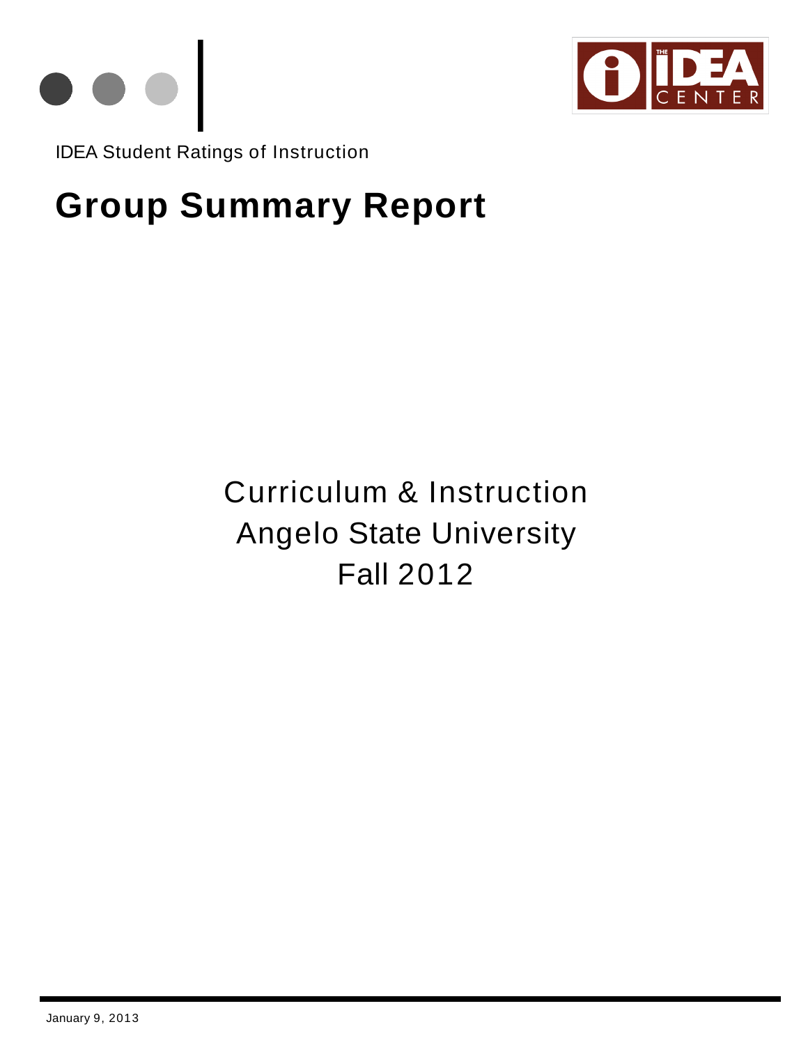IDEA Student Ratings of Instruction

# Group Summary Report

Curriculum & Instruction
Angelo State University
Fall 2012

January 9, 2013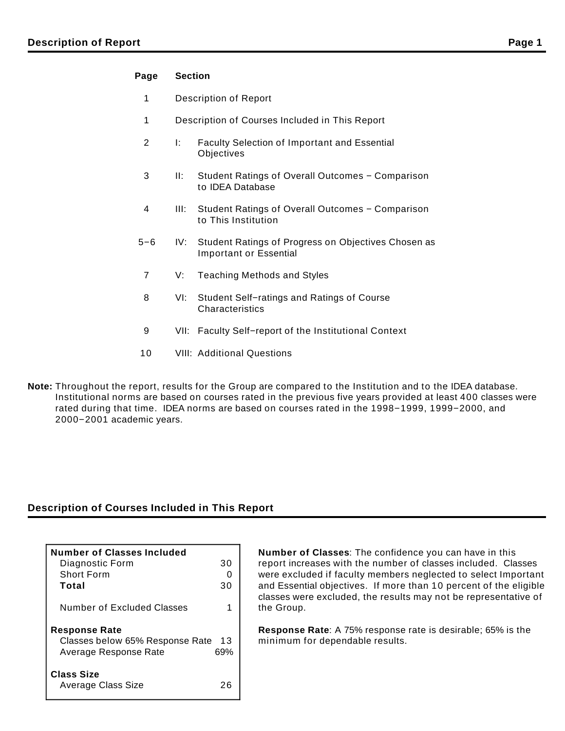## Description of Report

| Page | Section | |
|---|---|---|
| 1 | Description of Report | |
| 1 | Description of Courses Included in This Report | |
| 2 | I: | Faculty Selection of Important and Essential Objectives |
| 3 | II: | Student Ratings of Overall Outcomes − Comparison to IDEA Database |
| 4 | III: | Student Ratings of Overall Outcomes − Comparison to This Institution |
| 5−6 | IV: | Student Ratings of Progress on Objectives Chosen as Important or Essential |
| 7 | V: | Teaching Methods and Styles |
| 8 | VI: | Student Self−ratings and Ratings of Course Characteristics |
| 9 | VII: | Faculty Self−report of the Institutional Context |
| 10 | VIII: | Additional Questions |

**Note:** Throughout the report, results for the Group are compared to the Institution and to the IDEA database. Institutional norms are based on courses rated in the previous five years provided at least 400 classes were rated during that time. IDEA norms are based on courses rated in the 1998−1999, 1999−2000, and 2000−2001 academic years.

## Description of Courses Included in This Report

| | |
|---|---|
| **Number of Classes Included** | |
| Diagnostic Form | 30 |
| Short Form | 0 |
| **Total** | 30 |
| Number of Excluded Classes | 1 |
| **Response Rate** | |
| Classes below 65% Response Rate | 13 |
| Average Response Rate | 69% |
| **Class Size** | |
| Average Class Size | 26 |

**Number of Classes**: The confidence you can have in this report increases with the number of classes included. Classes were excluded if faculty members neglected to select Important and Essential objectives. If more than 10 percent of the eligible classes were excluded, the results may not be representative of the Group.

**Response Rate**: A 75% response rate is desirable; 65% is the minimum for dependable results.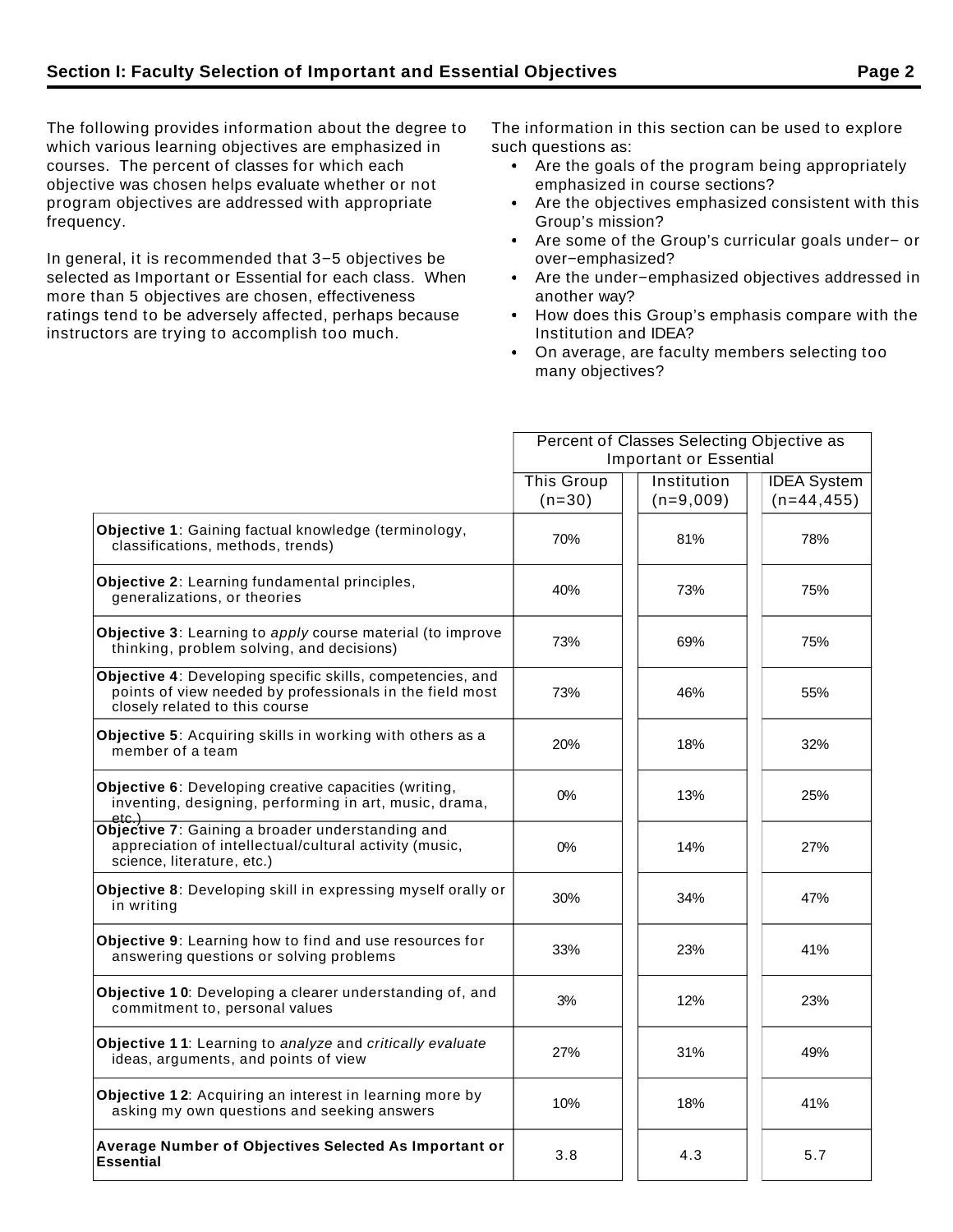## Section I: Faculty Selection of Important and Essential Objectives

The following provides information about the degree to which various learning objectives are emphasized in courses. The percent of classes for which each objective was chosen helps evaluate whether or not program objectives are addressed with appropriate frequency.

In general, it is recommended that 3−5 objectives be selected as Important or Essential for each class. When more than 5 objectives are chosen, effectiveness ratings tend to be adversely affected, perhaps because instructors are trying to accomplish too much.

The information in this section can be used to explore such questions as:

- Are the goals of the program being appropriately emphasized in course sections?
- Are the objectives emphasized consistent with this Group's mission?
- Are some of the Group's curricular goals under− or over−emphasized?
- Are the under−emphasized objectives addressed in another way?
- How does this Group's emphasis compare with the Institution and IDEA?
- On average, are faculty members selecting too many objectives?

| | Percent of Classes Selecting Objective as Important or Essential | | |
|---|---|---|---|
| | This Group (n=30) | Institution (n=9,009) | IDEA System (n=44,455) |
| **Objective 1**: Gaining factual knowledge (terminology, classifications, methods, trends) | 70% | 81% | 78% |
| **Objective 2**: Learning fundamental principles, generalizations, or theories | 40% | 73% | 75% |
| **Objective 3**: Learning to *apply* course material (to improve thinking, problem solving, and decisions) | 73% | 69% | 75% |
| **Objective 4**: Developing specific skills, competencies, and points of view needed by professionals in the field most closely related to this course | 73% | 46% | 55% |
| **Objective 5**: Acquiring skills in working with others as a member of a team | 20% | 18% | 32% |
| **Objective 6**: Developing creative capacities (writing, inventing, designing, performing in art, music, drama, etc.) | 0% | 13% | 25% |
| **Objective 7**: Gaining a broader understanding and appreciation of intellectual/cultural activity (music, science, literature, etc.) | 0% | 14% | 27% |
| **Objective 8**: Developing skill in expressing myself orally or in writing | 30% | 34% | 47% |
| **Objective 9**: Learning how to find and use resources for answering questions or solving problems | 33% | 23% | 41% |
| **Objective 10**: Developing a clearer understanding of, and commitment to, personal values | 3% | 12% | 23% |
| **Objective 11**: Learning to *analyze* and *critically evaluate* ideas, arguments, and points of view | 27% | 31% | 49% |
| **Objective 12**: Acquiring an interest in learning more by asking my own questions and seeking answers | 10% | 18% | 41% |
| **Average Number of Objectives Selected As Important or Essential** | 3.8 | 4.3 | 5.7 |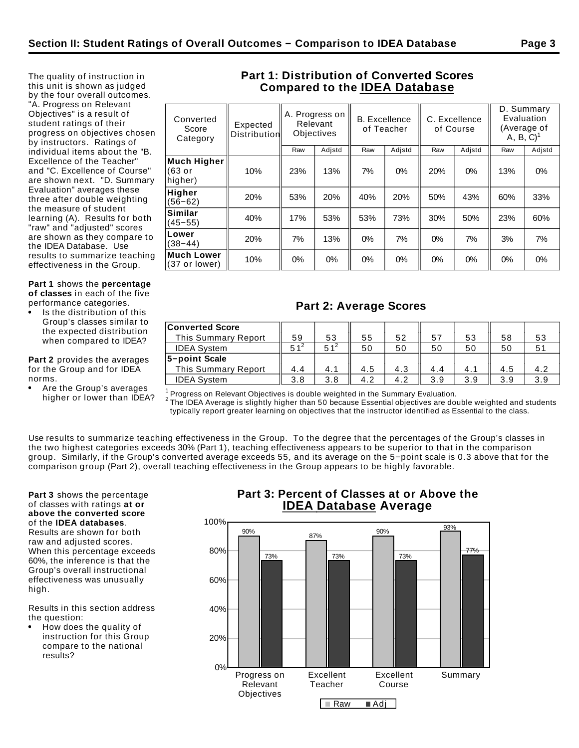## Section II: Student Ratings of Overall Outcomes − Comparison to IDEA Database

The quality of instruction in this unit is shown as judged by the four overall outcomes. "A. Progress on Relevant Objectives" is a result of student ratings of their progress on objectives chosen by instructors. Ratings of individual items about the "B. Excellence of the Teacher" and "C. Excellence of Course" are shown next. "D. Summary Evaluation" averages these three after double weighting the measure of student learning (A). Results for both "raw" and "adjusted" scores are shown as they compare to the IDEA Database. Use results to summarize teaching effectiveness in the Group.

**Part 1** shows the **percentage of classes** in each of the five performance categories.

- Is the distribution of this Group's classes similar to the expected distribution when compared to IDEA?

**Part 2** provides the averages for the Group and for IDEA norms.

- Are the Group's averages higher or lower than IDEA?

### Part 1: Distribution of Converted Scores Compared to the IDEA Database

| Converted Score Category | Expected Distribution | A. Progress on Relevant Objectives | | B. Excellence of Teacher | | C. Excellence of Course | | D. Summary Evaluation (Average of A, B, C)[1] | |
|---|---|---|---|---|---|---|---|---|---|
| | | Raw | Adjstd | Raw | Adjstd | Raw | Adjstd | Raw | Adjstd |
| **Much Higher** (63 or higher) | 10% | 23% | 13% | 7% | 0% | 20% | 0% | 13% | 0% |
| **Higher** (56−62) | 20% | 53% | 20% | 40% | 20% | 50% | 43% | 60% | 33% |
| **Similar** (45−55) | 40% | 17% | 53% | 53% | 73% | 30% | 50% | 23% | 60% |
| **Lower** (38−44) | 20% | 7% | 13% | 0% | 7% | 0% | 7% | 3% | 7% |
| **Much Lower** (37 or lower) | 10% | 0% | 0% | 0% | 0% | 0% | 0% | 0% | 0% |

### Part 2: Average Scores

| | A. Raw | A. Adjstd | B. Raw | B. Adjstd | C. Raw | C. Adjstd | D. Raw | D. Adjstd |
|---|---|---|---|---|---|---|---|---|
| **Converted Score** | | | | | | | | |
| This Summary Report | 59 | 53 | 55 | 52 | 57 | 53 | 58 | 53 |
| IDEA System | 51[2] | 51[2] | 50 | 50 | 50 | 50 | 50 | 51 |
| **5−point Scale** | | | | | | | | |
| This Summary Report | 4.4 | 4.1 | 4.5 | 4.3 | 4.4 | 4.1 | 4.5 | 4.2 |
| IDEA System | 3.8 | 3.8 | 4.2 | 4.2 | 3.9 | 3.9 | 3.9 | 3.9 |

[1] Progress on Relevant Objectives is double weighted in the Summary Evaluation.
[2] The IDEA Average is slightly higher than 50 because Essential objectives are double weighted and students typically report greater learning on objectives that the instructor identified as Essential to the class.

Use results to summarize teaching effectiveness in the Group. To the degree that the percentages of the Group's classes in the two highest categories exceeds 30% (Part 1), teaching effectiveness appears to be superior to that in the comparison group. Similarly, if the Group's converted average exceeds 55, and its average on the 5−point scale is 0.3 above that for the comparison group (Part 2), overall teaching effectiveness in the Group appears to be highly favorable.

**Part 3** shows the percentage of classes with ratings **at or above the converted score** of the **IDEA databases**. Results are shown for both raw and adjusted scores. When this percentage exceeds 60%, the inference is that the Group's overall instructional effectiveness was unusually high.

Results in this section address the question:

- How does the quality of instruction for this Group compare to the national results?

### Part 3: Percent of Classes at or Above the IDEA Database Average

| | Raw | Adj |
|---|---|---|
| Progress on Relevant Objectives | 90% | 73% |
| Excellent Teacher | 87% | 73% |
| Excellent Course | 90% | 73% |
| Summary | 93% | 77% |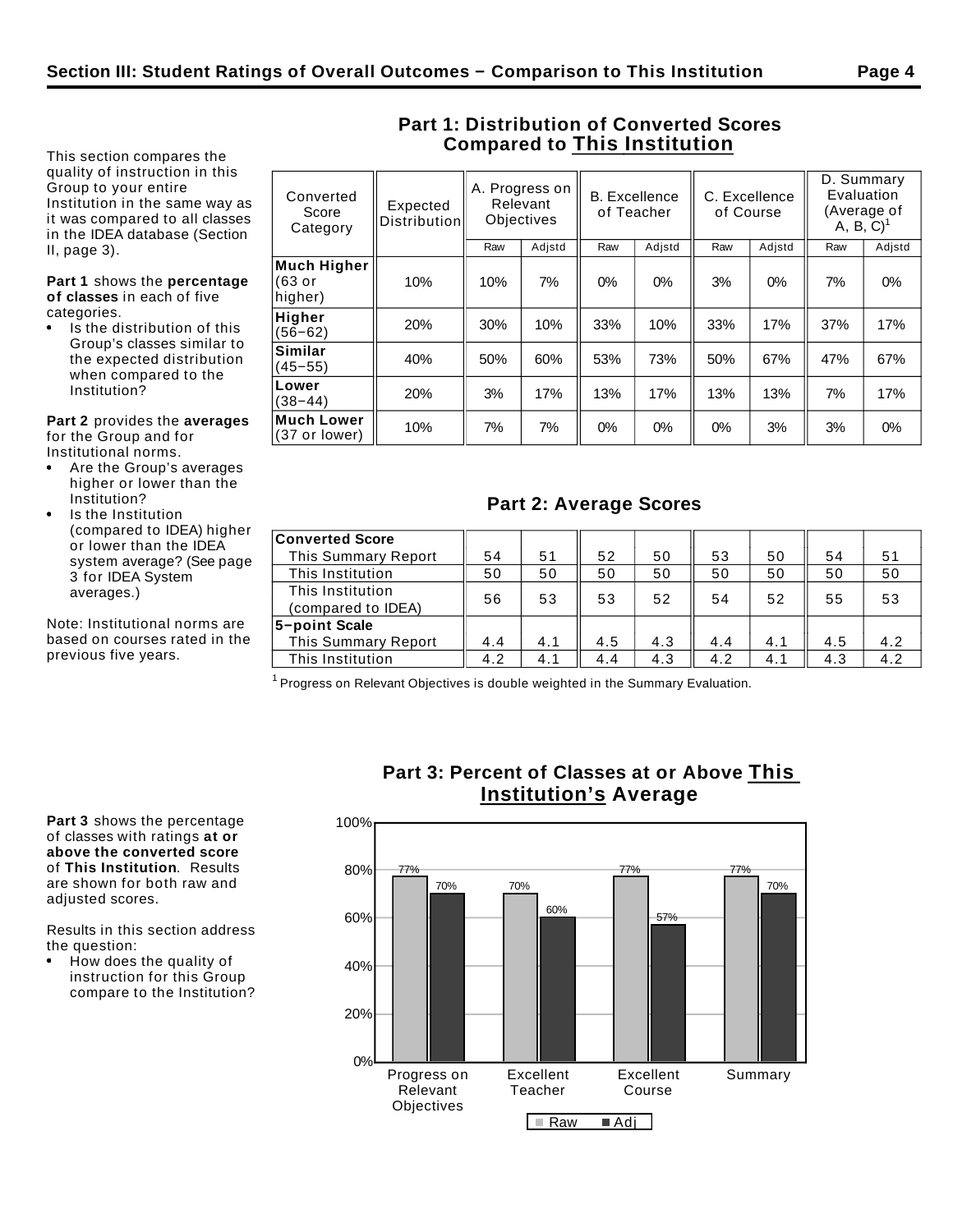## Section III: Student Ratings of Overall Outcomes − Comparison to This Institution

This section compares the quality of instruction in this Group to your entire Institution in the same way as it was compared to all classes in the IDEA database (Section II, page 3).

**Part 1** shows the **percentage of classes** in each of five categories.

- Is the distribution of this Group's classes similar to the expected distribution when compared to the Institution?

**Part 2** provides the **averages** for the Group and for Institutional norms.

- Are the Group's averages higher or lower than the Institution?
- Is the Institution (compared to IDEA) higher or lower than the IDEA system average? (See page 3 for IDEA System averages.)

Note: Institutional norms are based on courses rated in the previous five years.

### Part 1: Distribution of Converted Scores Compared to This Institution

| Converted Score Category | Expected Distribution | A. Progress on Relevant Objectives | | B. Excellence of Teacher | | C. Excellence of Course | | D. Summary Evaluation (Average of A, B, C)[1] | |
|---|---|---|---|---|---|---|---|---|---|
| | | Raw | Adjstd | Raw | Adjstd | Raw | Adjstd | Raw | Adjstd |
| **Much Higher** (63 or higher) | 10% | 10% | 7% | 0% | 0% | 3% | 0% | 7% | 0% |
| **Higher** (56−62) | 20% | 30% | 10% | 33% | 10% | 33% | 17% | 37% | 17% |
| **Similar** (45−55) | 40% | 50% | 60% | 53% | 73% | 50% | 67% | 47% | 67% |
| **Lower** (38−44) | 20% | 3% | 17% | 13% | 17% | 13% | 13% | 7% | 17% |
| **Much Lower** (37 or lower) | 10% | 7% | 7% | 0% | 0% | 0% | 3% | 3% | 0% |

### Part 2: Average Scores

| | A. Raw | A. Adjstd | B. Raw | B. Adjstd | C. Raw | C. Adjstd | D. Raw | D. Adjstd |
|---|---|---|---|---|---|---|---|---|
| **Converted Score** | | | | | | | | |
| This Summary Report | 54 | 51 | 52 | 50 | 53 | 50 | 54 | 51 |
| This Institution | 50 | 50 | 50 | 50 | 50 | 50 | 50 | 50 |
| This Institution (compared to IDEA) | 56 | 53 | 53 | 52 | 54 | 52 | 55 | 53 |
| **5−point Scale** | | | | | | | | |
| This Summary Report | 4.4 | 4.1 | 4.5 | 4.3 | 4.4 | 4.1 | 4.5 | 4.2 |
| This Institution | 4.2 | 4.1 | 4.4 | 4.3 | 4.2 | 4.1 | 4.3 | 4.2 |

[1] Progress on Relevant Objectives is double weighted in the Summary Evaluation.

**Part 3** shows the percentage of classes with ratings **at or above the converted score** of **This Institution**. Results are shown for both raw and adjusted scores.

Results in this section address the question:

- How does the quality of instruction for this Group compare to the Institution?

### Part 3: Percent of Classes at or Above This Institution's Average

| | Raw | Adj |
|---|---|---|
| Progress on Relevant Objectives | 77% | 70% |
| Excellent Teacher | 70% | 60% |
| Excellent Course | 77% | 57% |
| Summary | 77% | 70% |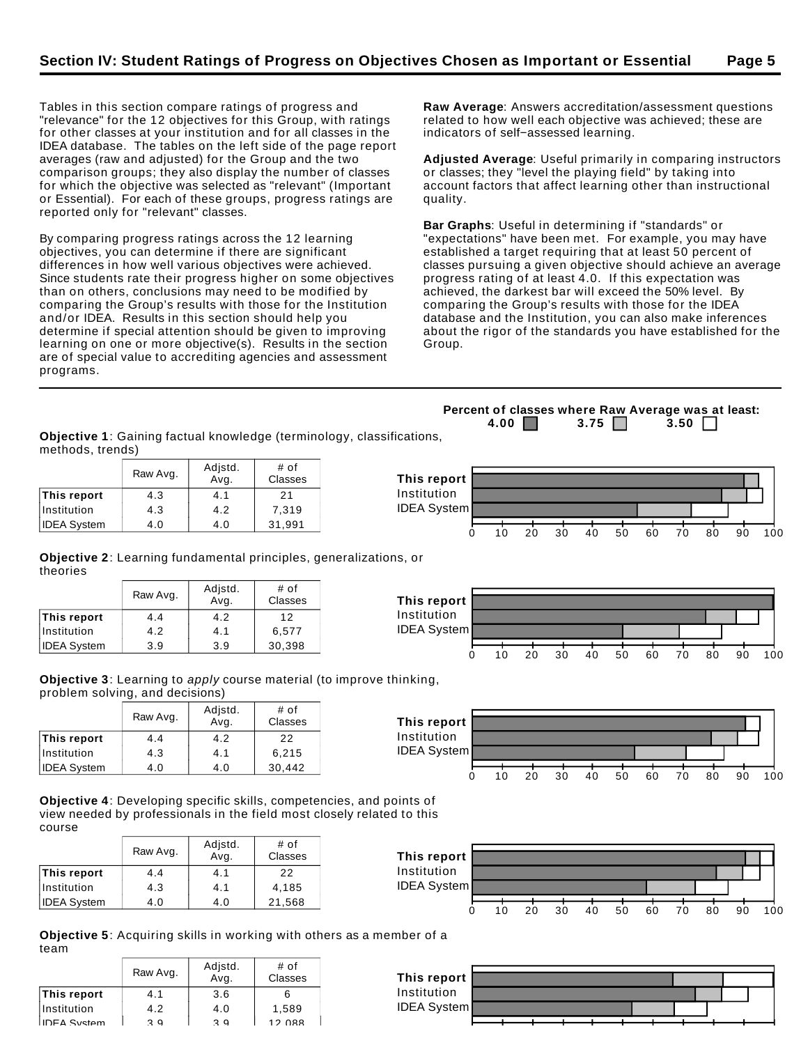## Section IV: Student Ratings of Progress on Objectives Chosen as Important or Essential

Tables in this section compare ratings of progress and "relevance" for the 12 objectives for this Group, with ratings for other classes at your institution and for all classes in the IDEA database. The tables on the left side of the page report averages (raw and adjusted) for the Group and the two comparison groups; they also display the number of classes for which the objective was selected as "relevant" (Important or Essential). For each of these groups, progress ratings are reported only for "relevant" classes.

By comparing progress ratings across the 12 learning objectives, you can determine if there are significant differences in how well various objectives were achieved. Since students rate their progress higher on some objectives than on others, conclusions may need to be modified by comparing the Group's results with those for the Institution and/or IDEA. Results in this section should help you determine if special attention should be given to improving learning on one or more objective(s). Results in the section are of special value to accrediting agencies and assessment programs.

**Raw Average**: Answers accreditation/assessment questions related to how well each objective was achieved; these are indicators of self−assessed learning.

**Adjusted Average**: Useful primarily in comparing instructors or classes; they "level the playing field" by taking into account factors that affect learning other than instructional quality.

**Bar Graphs**: Useful in determining if "standards" or "expectations" have been met. For example, you may have established a target requiring that at least 50 percent of classes pursuing a given objective should achieve an average progress rating of at least 4.0. If this expectation was achieved, the darkest bar will exceed the 50% level. By comparing the Group's results with those for the IDEA database and the Institution, you can also make inferences about the rigor of the standards you have established for the Group.

**Percent of classes where Raw Average was at least:** 4.00 / 3.75 / 3.50

**Objective 1**: Gaining factual knowledge (terminology, classifications, methods, trends)

| | Raw Avg. | Adjstd. Avg. | # of Classes |
|---|---|---|---|
| **This report** | 4.3 | 4.1 | 21 |
| Institution | 4.3 | 4.2 | 7,319 |
| IDEA System | 4.0 | 4.0 | 31,991 |

**Objective 2**: Learning fundamental principles, generalizations, or theories

| | Raw Avg. | Adjstd. Avg. | # of Classes |
|---|---|---|---|
| **This report** | 4.4 | 4.2 | 12 |
| Institution | 4.2 | 4.1 | 6,577 |
| IDEA System | 3.9 | 3.9 | 30,398 |

**Objective 3**: Learning to *apply* course material (to improve thinking, problem solving, and decisions)

| | Raw Avg. | Adjstd. Avg. | # of Classes |
|---|---|---|---|
| **This report** | 4.4 | 4.2 | 22 |
| Institution | 4.3 | 4.1 | 6,215 |
| IDEA System | 4.0 | 4.0 | 30,442 |

**Objective 4**: Developing specific skills, competencies, and points of view needed by professionals in the field most closely related to this course

| | Raw Avg. | Adjstd. Avg. | # of Classes |
|---|---|---|---|
| **This report** | 4.4 | 4.1 | 22 |
| Institution | 4.3 | 4.1 | 4,185 |
| IDEA System | 4.0 | 4.0 | 21,568 |

**Objective 5**: Acquiring skills in working with others as a member of a team

| | Raw Avg. | Adjstd. Avg. | # of Classes |
|---|---|---|---|
| **This report** | 4.1 | 3.6 | 6 |
| Institution | 4.2 | 4.0 | 1,589 |
| IDEA System | 3.9 | 3.9 | 12,088 |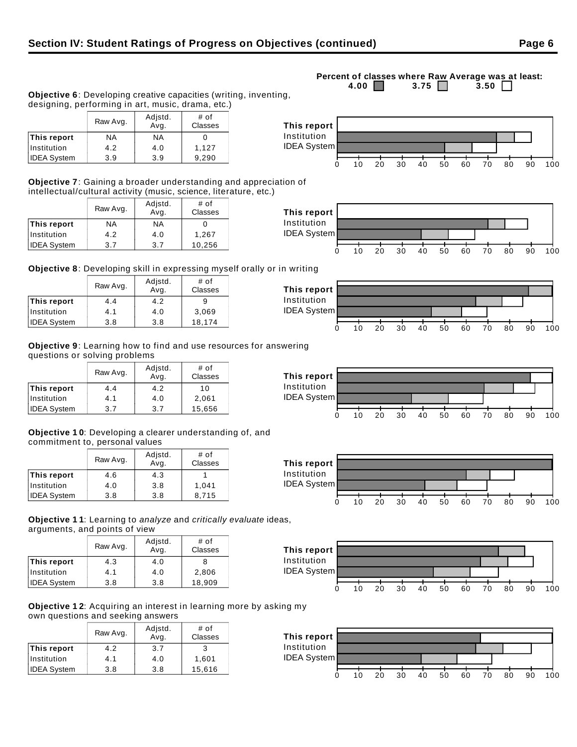## Section IV: Student Ratings of Progress on Objectives (continued)

Percent of classes where Raw Average was at least: 4.00 | 3.75 | 3.50

**Objective 6**: Developing creative capacities (writing, inventing, designing, performing in art, music, drama, etc.)

| | Raw Avg. | Adjstd. Avg. | # of Classes |
|---|---|---|---|
| **This report** | NA | NA | 0 |
| Institution | 4.2 | 4.0 | 1,127 |
| IDEA System | 3.9 | 3.9 | 9,290 |

**Objective 7**: Gaining a broader understanding and appreciation of intellectual/cultural activity (music, science, literature, etc.)

| | Raw Avg. | Adjstd. Avg. | # of Classes |
|---|---|---|---|
| **This report** | NA | NA | 0 |
| Institution | 4.2 | 4.0 | 1,267 |
| IDEA System | 3.7 | 3.7 | 10,256 |

**Objective 8**: Developing skill in expressing myself orally or in writing

| | Raw Avg. | Adjstd. Avg. | # of Classes |
|---|---|---|---|
| **This report** | 4.4 | 4.2 | 9 |
| Institution | 4.1 | 4.0 | 3,069 |
| IDEA System | 3.8 | 3.8 | 18,174 |

**Objective 9**: Learning how to find and use resources for answering questions or solving problems

| | Raw Avg. | Adjstd. Avg. | # of Classes |
|---|---|---|---|
| **This report** | 4.4 | 4.2 | 10 |
| Institution | 4.1 | 4.0 | 2,061 |
| IDEA System | 3.7 | 3.7 | 15,656 |

**Objective 10**: Developing a clearer understanding of, and commitment to, personal values

| | Raw Avg. | Adjstd. Avg. | # of Classes |
|---|---|---|---|
| **This report** | 4.6 | 4.3 | 1 |
| Institution | 4.0 | 3.8 | 1,041 |
| IDEA System | 3.8 | 3.8 | 8,715 |

**Objective 11**: Learning to *analyze* and *critically evaluate* ideas, arguments, and points of view

| | Raw Avg. | Adjstd. Avg. | # of Classes |
|---|---|---|---|
| **This report** | 4.3 | 4.0 | 8 |
| Institution | 4.1 | 4.0 | 2,806 |
| IDEA System | 3.8 | 3.8 | 18,909 |

**Objective 12**: Acquiring an interest in learning more by asking my own questions and seeking answers

| | Raw Avg. | Adjstd. Avg. | # of Classes |
|---|---|---|---|
| **This report** | 4.2 | 3.7 | 3 |
| Institution | 4.1 | 4.0 | 1,601 |
| IDEA System | 3.8 | 3.8 | 15,616 |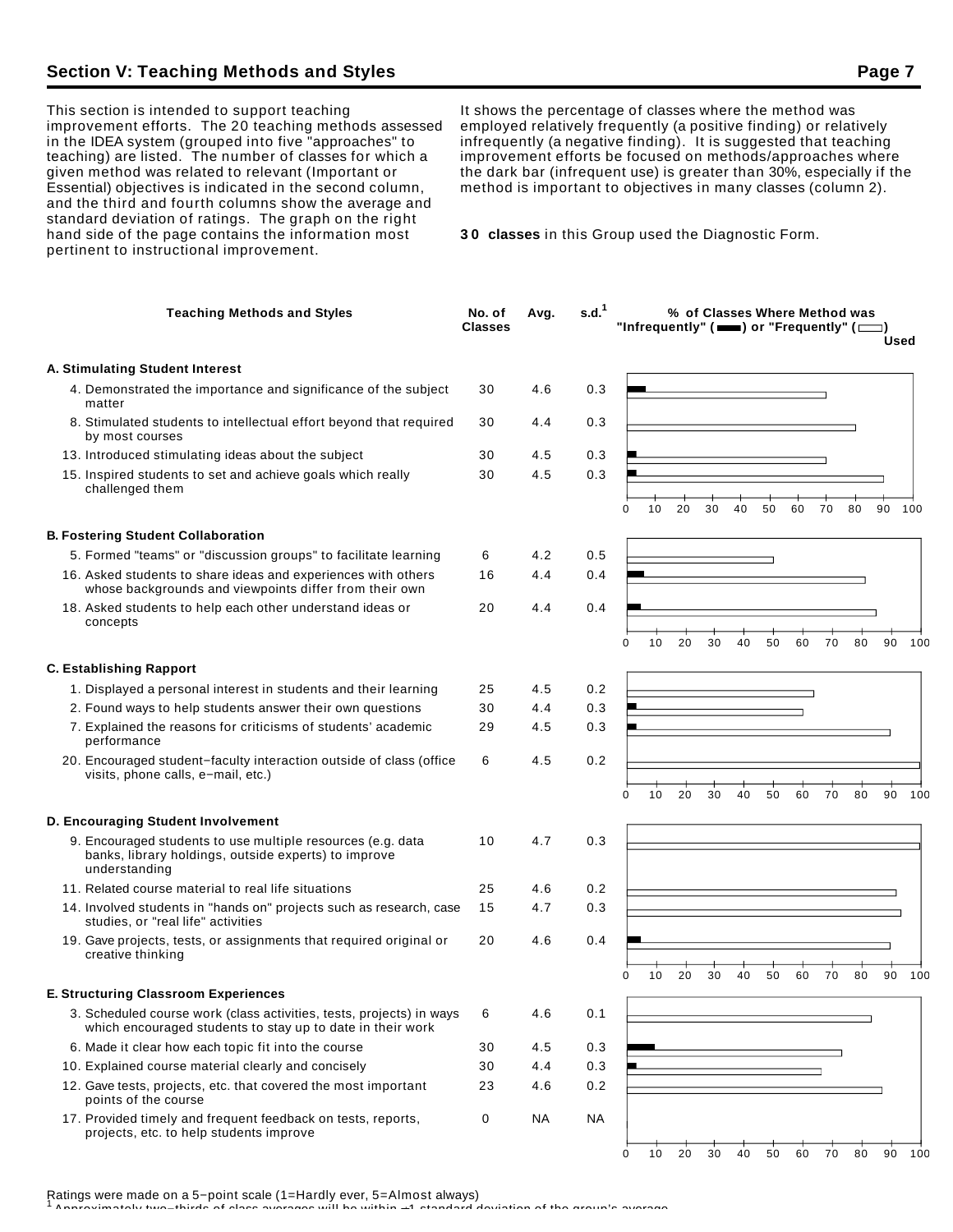## Section V: Teaching Methods and Styles

This section is intended to support teaching improvement efforts. The 20 teaching methods assessed in the IDEA system (grouped into five "approaches" to teaching) are listed. The number of classes for which a given method was related to relevant (Important or Essential) objectives is indicated in the second column, and the third and fourth columns show the average and standard deviation of ratings. The graph on the right hand side of the page contains the information most pertinent to instructional improvement.

It shows the percentage of classes where the method was employed relatively frequently (a positive finding) or relatively infrequently (a negative finding). It is suggested that teaching improvement efforts be focused on methods/approaches where the dark bar (infrequent use) is greater than 30%, especially if the method is important to objectives in many classes (column 2).

**30 classes** in this Group used the Diagnostic Form.

| Teaching Methods and Styles | No. of Classes | Avg. | s.d.[1] |
|---|---|---|---|
| **A. Stimulating Student Interest** | | | |
| 4. Demonstrated the importance and significance of the subject matter | 30 | 4.6 | 0.3 |
| 8. Stimulated students to intellectual effort beyond that required by most courses | 30 | 4.4 | 0.3 |
| 13. Introduced stimulating ideas about the subject | 30 | 4.5 | 0.3 |
| 15. Inspired students to set and achieve goals which really challenged them | 30 | 4.5 | 0.3 |
| **B. Fostering Student Collaboration** | | | |
| 5. Formed "teams" or "discussion groups" to facilitate learning | 6 | 4.2 | 0.5 |
| 16. Asked students to share ideas and experiences with others whose backgrounds and viewpoints differ from their own | 16 | 4.4 | 0.4 |
| 18. Asked students to help each other understand ideas or concepts | 20 | 4.4 | 0.4 |
| **C. Establishing Rapport** | | | |
| 1. Displayed a personal interest in students and their learning | 25 | 4.5 | 0.2 |
| 2. Found ways to help students answer their own questions | 30 | 4.4 | 0.3 |
| 7. Explained the reasons for criticisms of students' academic performance | 29 | 4.5 | 0.3 |
| 20. Encouraged student−faculty interaction outside of class (office visits, phone calls, e−mail, etc.) | 6 | 4.5 | 0.2 |
| **D. Encouraging Student Involvement** | | | |
| 9. Encouraged students to use multiple resources (e.g. data banks, library holdings, outside experts) to improve understanding | 10 | 4.7 | 0.3 |
| 11. Related course material to real life situations | 25 | 4.6 | 0.2 |
| 14. Involved students in "hands on" projects such as research, case studies, or "real life" activities | 15 | 4.7 | 0.3 |
| 19. Gave projects, tests, or assignments that required original or creative thinking | 20 | 4.6 | 0.4 |
| **E. Structuring Classroom Experiences** | | | |
| 3. Scheduled course work (class activities, tests, projects) in ways which encouraged students to stay up to date in their work | 6 | 4.6 | 0.1 |
| 6. Made it clear how each topic fit into the course | 30 | 4.5 | 0.3 |
| 10. Explained course material clearly and concisely | 30 | 4.4 | 0.3 |
| 12. Gave tests, projects, etc. that covered the most important points of the course | 23 | 4.6 | 0.2 |
| 17. Provided timely and frequent feedback on tests, reports, projects, etc. to help students improve | 0 | NA | NA |

% of Classes Where Method was "Infrequently" (dark bar) or "Frequently" (open bar) Used

Ratings were made on a 5−point scale (1=Hardly ever, 5=Almost always)

[1] Approximately two−thirds of class averages will be within ±1 standard deviation of the group's average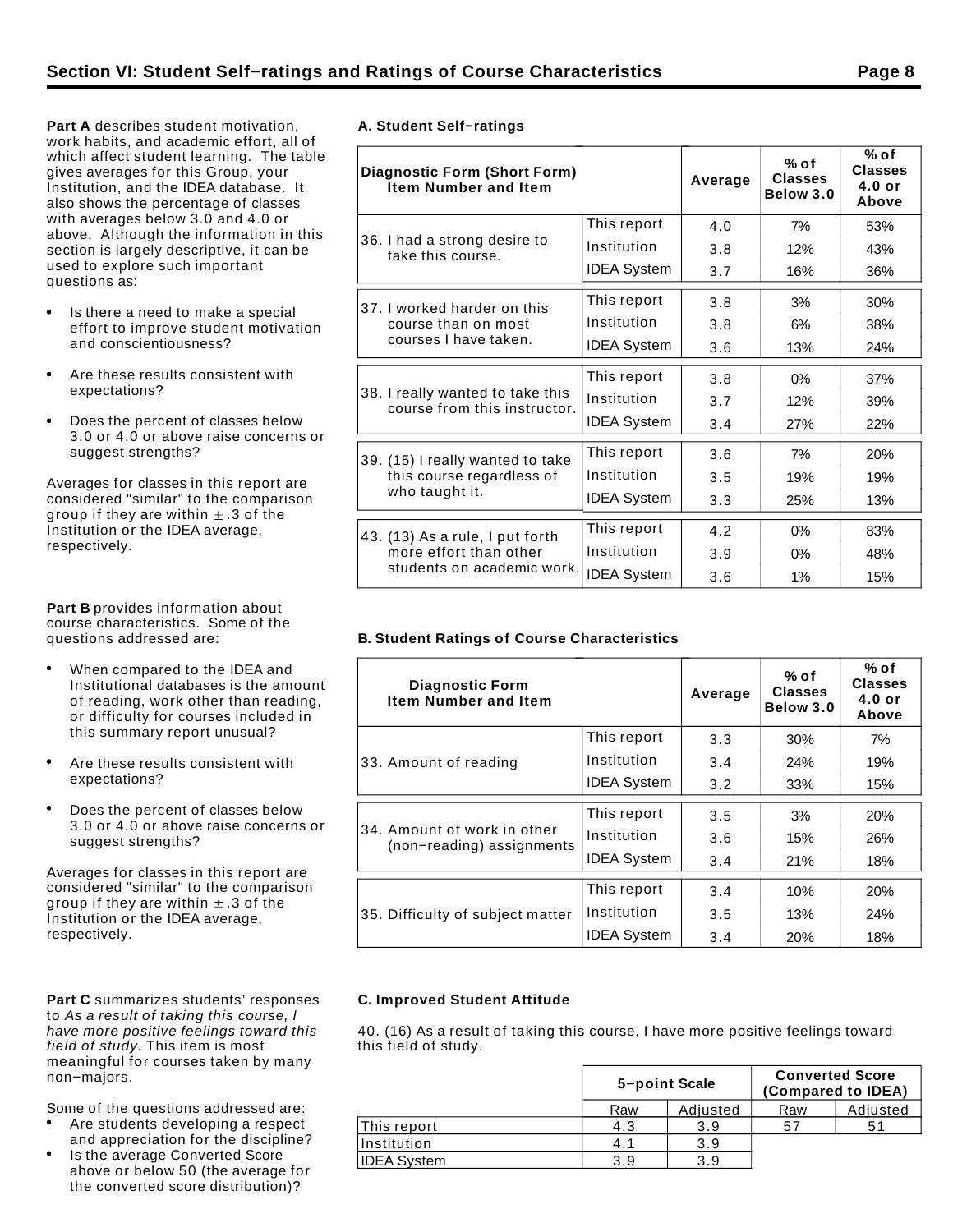## Section VI: Student Self−ratings and Ratings of Course Characteristics

**Part A** describes student motivation, work habits, and academic effort, all of which affect student learning. The table gives averages for this Group, your Institution, and the IDEA database. It also shows the percentage of classes with averages below 3.0 and 4.0 or above. Although the information in this section is largely descriptive, it can be used to explore such important questions as:

- Is there a need to make a special effort to improve student motivation and conscientiousness?
- Are these results consistent with expectations?
- Does the percent of classes below 3.0 or 4.0 or above raise concerns or suggest strengths?

Averages for classes in this report are considered "similar" to the comparison group if they are within ± .3 of the Institution or the IDEA average, respectively.

### A. Student Self−ratings

| Diagnostic Form (Short Form) Item Number and Item | | Average | % of Classes Below 3.0 | % of Classes 4.0 or Above |
|---|---|---|---|---|
| 36. I had a strong desire to take this course. | This report | 4.0 | 7% | 53% |
| | Institution | 3.8 | 12% | 43% |
| | IDEA System | 3.7 | 16% | 36% |
| 37. I worked harder on this course than on most courses I have taken. | This report | 3.8 | 3% | 30% |
| | Institution | 3.8 | 6% | 38% |
| | IDEA System | 3.6 | 13% | 24% |
| 38. I really wanted to take this course from this instructor. | This report | 3.8 | 0% | 37% |
| | Institution | 3.7 | 12% | 39% |
| | IDEA System | 3.4 | 27% | 22% |
| 39. (15) I really wanted to take this course regardless of who taught it. | This report | 3.6 | 7% | 20% |
| | Institution | 3.5 | 19% | 19% |
| | IDEA System | 3.3 | 25% | 13% |
| 43. (13) As a rule, I put forth more effort than other students on academic work. | This report | 4.2 | 0% | 83% |
| | Institution | 3.9 | 0% | 48% |
| | IDEA System | 3.6 | 1% | 15% |

**Part B** provides information about course characteristics. Some of the questions addressed are:

- When compared to the IDEA and Institutional databases is the amount of reading, work other than reading, or difficulty for courses included in this summary report unusual?
- Are these results consistent with expectations?
- Does the percent of classes below 3.0 or 4.0 or above raise concerns or suggest strengths?

Averages for classes in this report are considered "similar" to the comparison group if they are within ± .3 of the Institution or the IDEA average, respectively.

### B. Student Ratings of Course Characteristics

| Diagnostic Form Item Number and Item | | Average | % of Classes Below 3.0 | % of Classes 4.0 or Above |
|---|---|---|---|---|
| 33. Amount of reading | This report | 3.3 | 30% | 7% |
| | Institution | 3.4 | 24% | 19% |
| | IDEA System | 3.2 | 33% | 15% |
| 34. Amount of work in other (non−reading) assignments | This report | 3.5 | 3% | 20% |
| | Institution | 3.6 | 15% | 26% |
| | IDEA System | 3.4 | 21% | 18% |
| 35. Difficulty of subject matter | This report | 3.4 | 10% | 20% |
| | Institution | 3.5 | 13% | 24% |
| | IDEA System | 3.4 | 20% | 18% |

**Part C** summarizes students' responses to *As a result of taking this course, I have more positive feelings toward this field of study.* This item is most meaningful for courses taken by many non−majors.

Some of the questions addressed are:

- Are students developing a respect and appreciation for the discipline?
- Is the average Converted Score above or below 50 (the average for the converted score distribution)?

### C. Improved Student Attitude

40. (16) As a result of taking this course, I have more positive feelings toward this field of study.

| | 5−point Scale | | Converted Score (Compared to IDEA) | |
|---|---|---|---|---|
| | Raw | Adjusted | Raw | Adjusted |
| This report | 4.3 | 3.9 | 57 | 51 |
| Institution | 4.1 | 3.9 | | |
| IDEA System | 3.9 | 3.9 | | |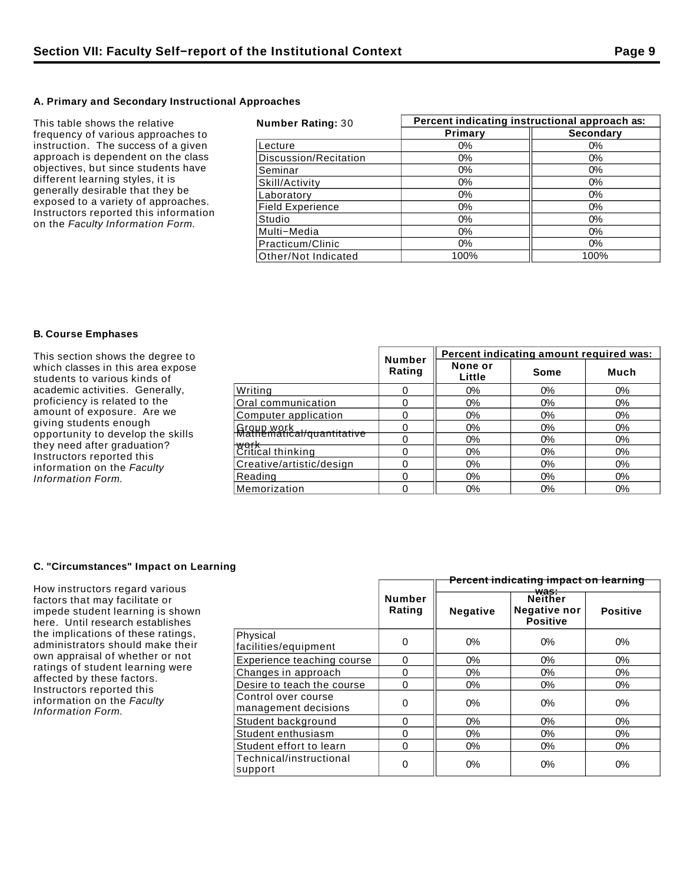## Section VII: Faculty Self−report of the Institutional Context

### A. Primary and Secondary Instructional Approaches

This table shows the relative frequency of various approaches to instruction. The success of a given approach is dependent on the class objectives, but since students have different learning styles, it is generally desirable that they be exposed to a variety of approaches. Instructors reported this information on the *Faculty Information Form*.

| Number Rating: 30 | Percent indicating instructional approach as: | |
|---|---|---|
| | Primary | Secondary |
| Lecture | 0% | 0% |
| Discussion/Recitation | 0% | 0% |
| Seminar | 0% | 0% |
| Skill/Activity | 0% | 0% |
| Laboratory | 0% | 0% |
| Field Experience | 0% | 0% |
| Studio | 0% | 0% |
| Multi−Media | 0% | 0% |
| Practicum/Clinic | 0% | 0% |
| Other/Not Indicated | 100% | 100% |

### B. Course Emphases

This section shows the degree to which classes in this area expose students to various kinds of academic activities. Generally, proficiency is related to the amount of exposure. Are we giving students enough opportunity to develop the skills they need after graduation? Instructors reported this information on the *Faculty Information Form.*

| | Number Rating | Percent indicating amount required was: | | |
|---|---|---|---|---|
| | | None or Little | Some | Much |
| Writing | 0 | 0% | 0% | 0% |
| Oral communication | 0 | 0% | 0% | 0% |
| Computer application | 0 | 0% | 0% | 0% |
| Group work | 0 | 0% | 0% | 0% |
| Mathematical/quantitative work | 0 | 0% | 0% | 0% |
| Critical thinking | 0 | 0% | 0% | 0% |
| Creative/artistic/design | 0 | 0% | 0% | 0% |
| Reading | 0 | 0% | 0% | 0% |
| Memorization | 0 | 0% | 0% | 0% |

### C. "Circumstances" Impact on Learning

How instructors regard various factors that may facilitate or impede student learning is shown here. Until research establishes the implications of these ratings, administrators should make their own appraisal of whether or not ratings of student learning were affected by these factors. Instructors reported this information on the *Faculty Information Form.*

| | Number Rating | Percent indicating impact on learning was: | | |
|---|---|---|---|---|
| | | Negative | Neither Negative nor Positive | Positive |
| Physical facilities/equipment | 0 | 0% | 0% | 0% |
| Experience teaching course | 0 | 0% | 0% | 0% |
| Changes in approach | 0 | 0% | 0% | 0% |
| Desire to teach the course | 0 | 0% | 0% | 0% |
| Control over course management decisions | 0 | 0% | 0% | 0% |
| Student background | 0 | 0% | 0% | 0% |
| Student enthusiasm | 0 | 0% | 0% | 0% |
| Student effort to learn | 0 | 0% | 0% | 0% |
| Technical/instructional support | 0 | 0% | 0% | 0% |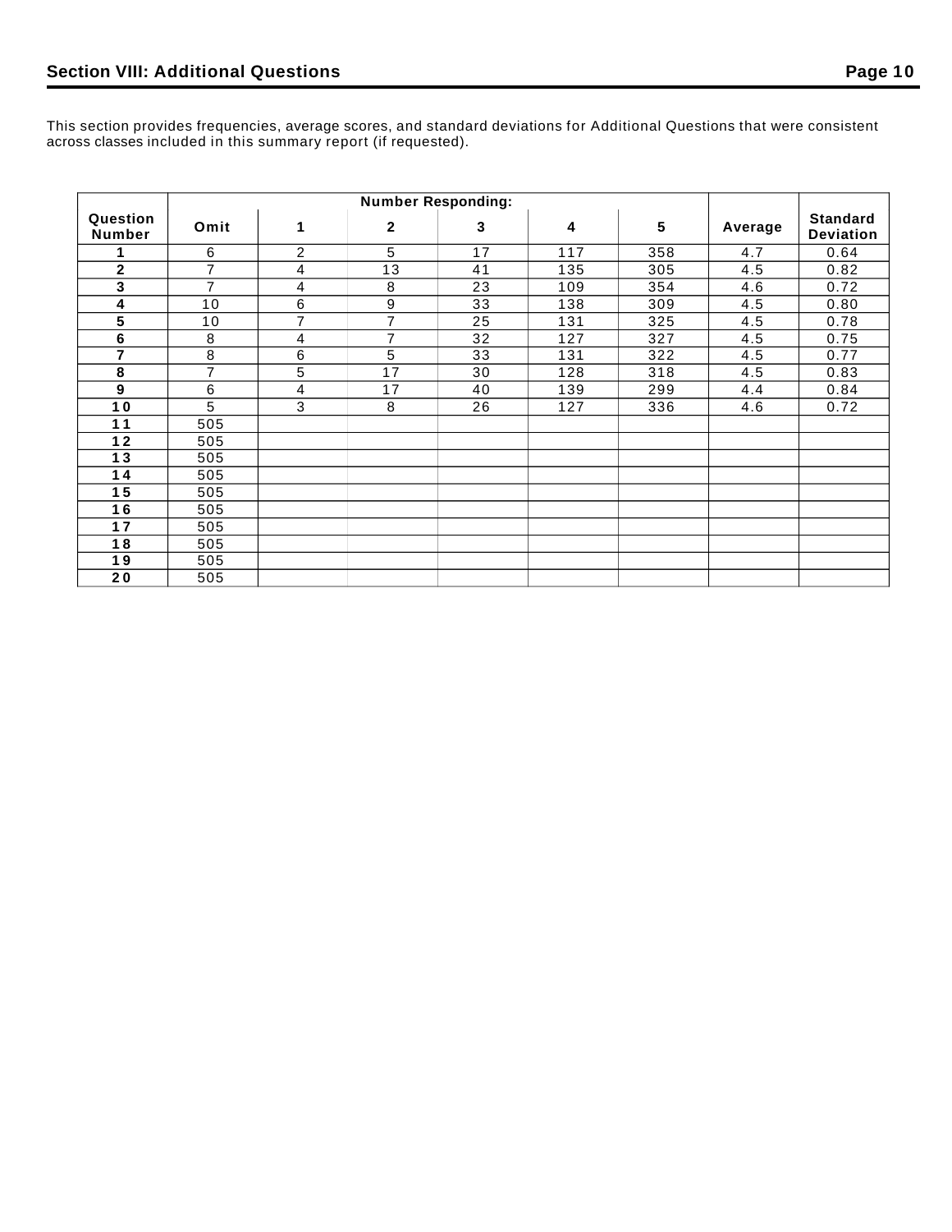## Section VIII: Additional Questions

This section provides frequencies, average scores, and standard deviations for Additional Questions that were consistent across classes included in this summary report (if requested).

| Question Number | Number Responding: | | | | | | Average | Standard Deviation |
|---|---|---|---|---|---|---|---|---|
| | Omit | 1 | 2 | 3 | 4 | 5 | | |
| **1** | 6 | 2 | 5 | 17 | 117 | 358 | 4.7 | 0.64 |
| **2** | 7 | 4 | 13 | 41 | 135 | 305 | 4.5 | 0.82 |
| **3** | 7 | 4 | 8 | 23 | 109 | 354 | 4.6 | 0.72 |
| **4** | 10 | 6 | 9 | 33 | 138 | 309 | 4.5 | 0.80 |
| **5** | 10 | 7 | 7 | 25 | 131 | 325 | 4.5 | 0.78 |
| **6** | 8 | 4 | 7 | 32 | 127 | 327 | 4.5 | 0.75 |
| **7** | 8 | 6 | 5 | 33 | 131 | 322 | 4.5 | 0.77 |
| **8** | 7 | 5 | 17 | 30 | 128 | 318 | 4.5 | 0.83 |
| **9** | 6 | 4 | 17 | 40 | 139 | 299 | 4.4 | 0.84 |
| **10** | 5 | 3 | 8 | 26 | 127 | 336 | 4.6 | 0.72 |
| **11** | 505 | | | | | | | |
| **12** | 505 | | | | | | | |
| **13** | 505 | | | | | | | |
| **14** | 505 | | | | | | | |
| **15** | 505 | | | | | | | |
| **16** | 505 | | | | | | | |
| **17** | 505 | | | | | | | |
| **18** | 505 | | | | | | | |
| **19** | 505 | | | | | | | |
| **20** | 505 | | | | | | | |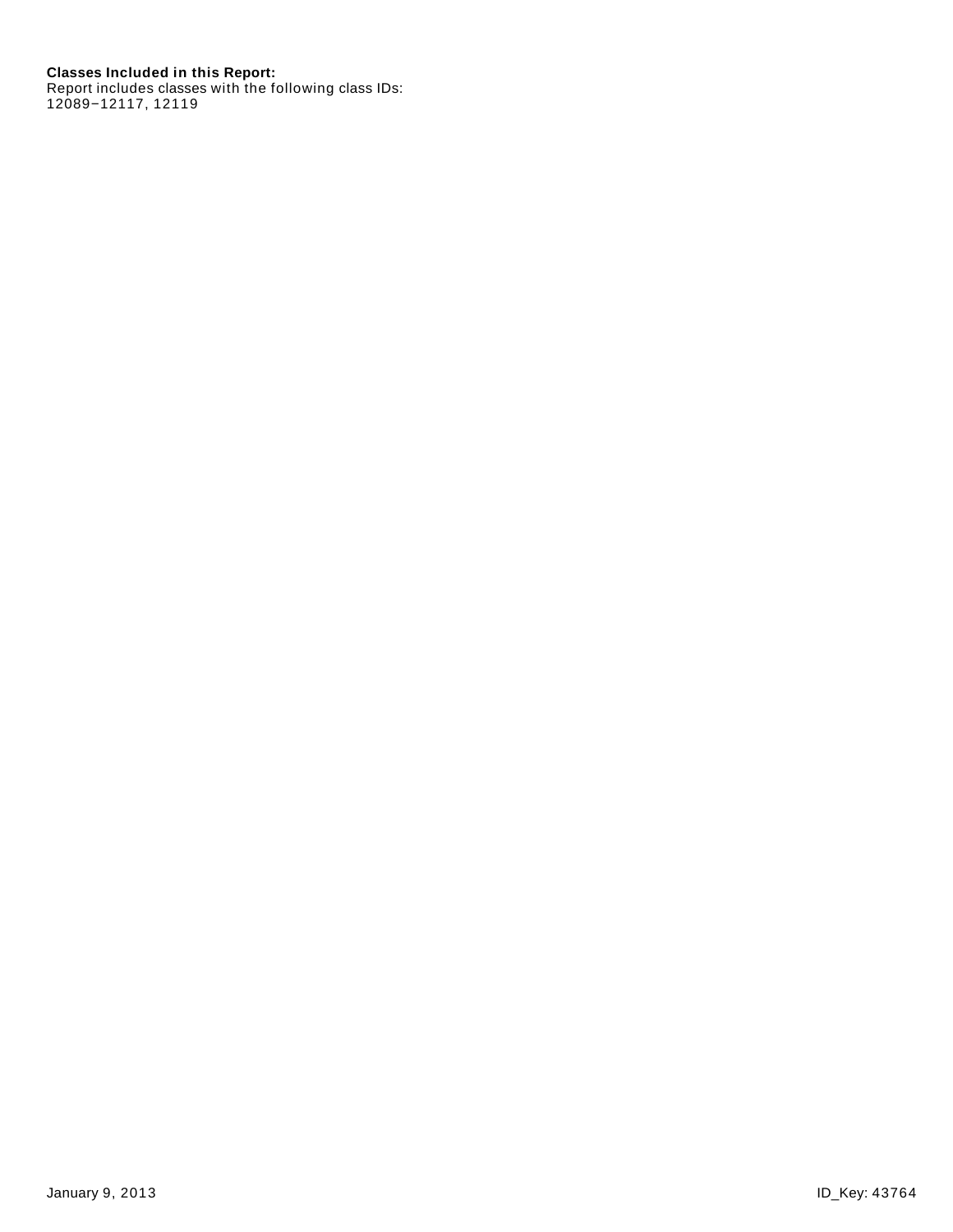**Classes Included in this Report:**
Report includes classes with the following class IDs:
12089−12117, 12119